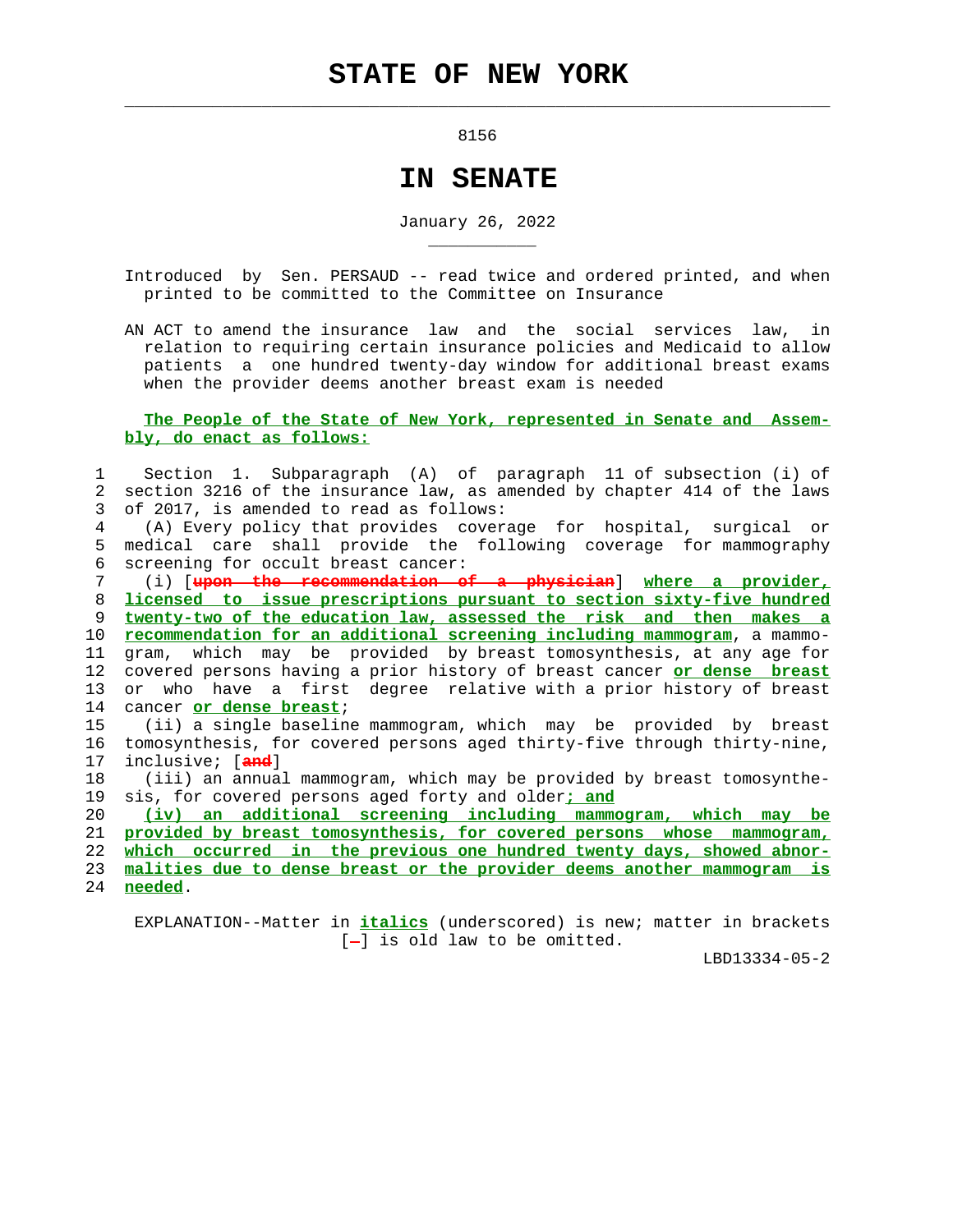# STATE OF NEW YORK

8156

# IN SENATE

January 26, 2022

Introduced by Sen. PERSAUD -- read twice and ordered printed, and when printed to be committed to the Committee on Insurance

AN ACT to amend the insurance law and the social services law, in relation to requiring certain insurance policies and Medicaid to allow patients a one hundred twenty-day window for additional breast exams when the provider deems another breast exam is needed

**The People of the State of New York, represented in Senate and Assembly, do enact as follows:**

Section 1. Subparagraph (A) of paragraph 11 of subsection (i) of section 3216 of the insurance law, as amended by chapter 414 of the laws of 2017, is amended to read as follows:

(A) Every policy that provides coverage for hospital, surgical or medical care shall provide the following coverage for mammography screening for occult breast cancer:

(i) [~~upon the recommendation of a physician~~] *where a provider, licensed to issue prescriptions pursuant to section sixty-five hundred twenty-two of the education law, assessed the risk and then makes a recommendation for an additional screening including mammogram*, a mammogram, which may be provided by breast tomosynthesis, at any age for covered persons having a prior history of breast cancer *or dense breast* or who have a first degree relative with a prior history of breast cancer *or dense breast*;

(ii) a single baseline mammogram, which may be provided by breast tomosynthesis, for covered persons aged thirty-five through thirty-nine, inclusive; [~~and~~]

(iii) an annual mammogram, which may be provided by breast tomosynthesis, for covered persons aged forty and older*; and*

*(iv) an additional screening including mammogram, which may be provided by breast tomosynthesis, for covered persons whose mammogram, which occurred in the previous one hundred twenty days, showed abnormalities due to dense breast or the provider deems another mammogram is needed*.

EXPLANATION--Matter in *italics* (underscored) is new; matter in brackets [-] is old law to be omitted.

LBD13334-05-2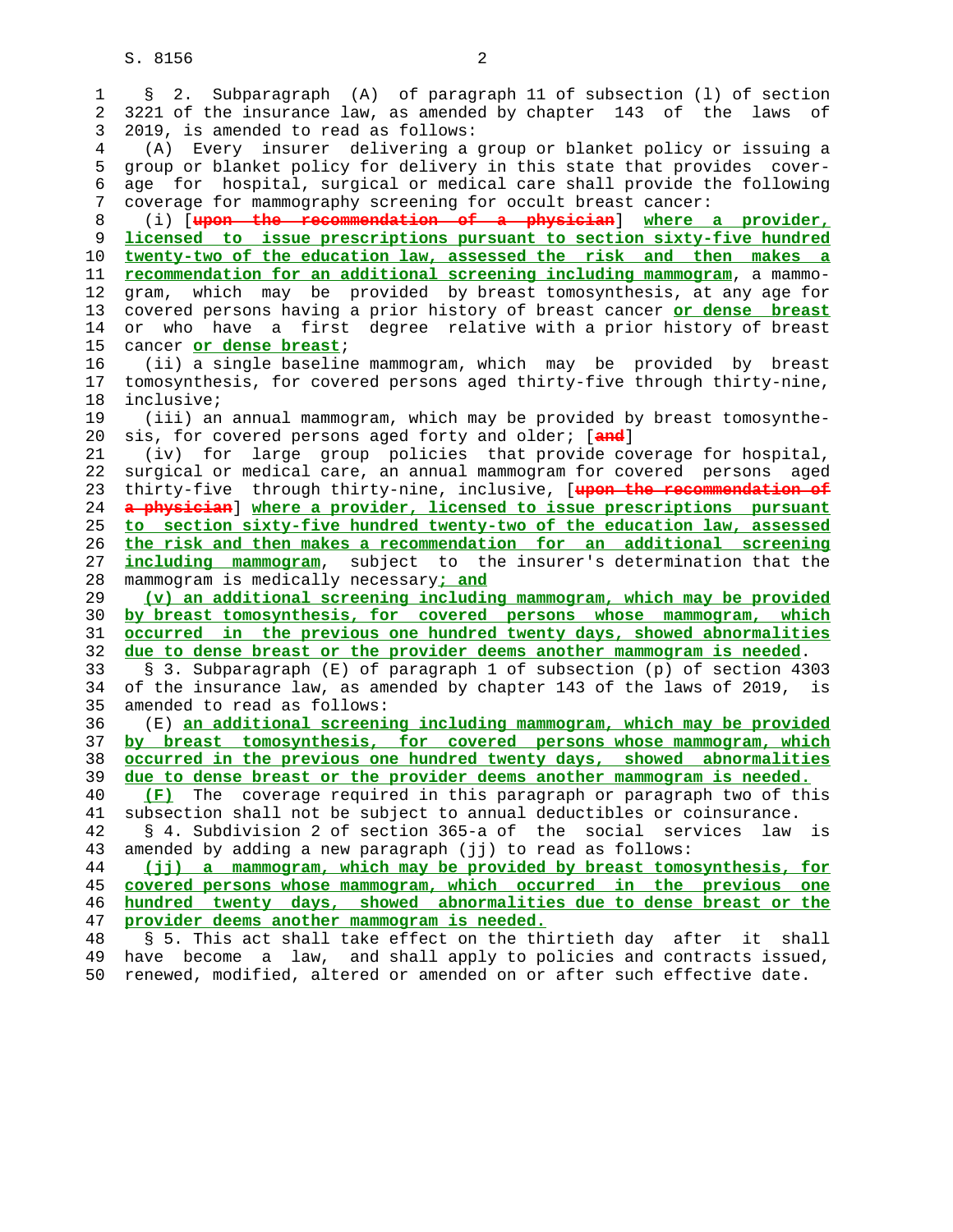§ 2. Subparagraph (A) of paragraph 11 of subsection (l) of section 3221 of the insurance law, as amended by chapter 143 of the laws of 2019, is amended to read as follows:

(A) Every insurer delivering a group or blanket policy or issuing a group or blanket policy for delivery in this state that provides coverage for hospital, surgical or medical care shall provide the following coverage for mammography screening for occult breast cancer:

(i) [~~upon the recommendation of a physician~~] **where a provider, licensed to issue prescriptions pursuant to section sixty-five hundred twenty-two of the education law, assessed the risk and then makes a recommendation for an additional screening including mammogram**, a mammogram, which may be provided by breast tomosynthesis, at any age for covered persons having a prior history of breast cancer **or dense breast** or who have a first degree relative with a prior history of breast cancer **or dense breast**;

(ii) a single baseline mammogram, which may be provided by breast tomosynthesis, for covered persons aged thirty-five through thirty-nine, inclusive;

(iii) an annual mammogram, which may be provided by breast tomosynthesis, for covered persons aged forty and older; [~~and~~]

(iv) for large group policies that provide coverage for hospital, surgical or medical care, an annual mammogram for covered persons aged thirty-five through thirty-nine, inclusive, [~~upon the recommendation of a physician~~] **where a provider, licensed to issue prescriptions pursuant to section sixty-five hundred twenty-two of the education law, assessed the risk and then makes a recommendation for an additional screening including mammogram**, subject to the insurer's determination that the mammogram is medically necessary**; and**

**(v) an additional screening including mammogram, which may be provided by breast tomosynthesis, for covered persons whose mammogram, which occurred in the previous one hundred twenty days, showed abnormalities due to dense breast or the provider deems another mammogram is needed**.

§ 3. Subparagraph (E) of paragraph 1 of subsection (p) of section 4303 of the insurance law, as amended by chapter 143 of the laws of 2019, is amended to read as follows:

(E) **an additional screening including mammogram, which may be provided by breast tomosynthesis, for covered persons whose mammogram, which occurred in the previous one hundred twenty days, showed abnormalities due to dense breast or the provider deems another mammogram is needed.**

**(F)** The coverage required in this paragraph or paragraph two of this subsection shall not be subject to annual deductibles or coinsurance.

§ 4. Subdivision 2 of section 365-a of the social services law is amended by adding a new paragraph (jj) to read as follows:

**(jj) a mammogram, which may be provided by breast tomosynthesis, for covered persons whose mammogram, which occurred in the previous one hundred twenty days, showed abnormalities due to dense breast or the provider deems another mammogram is needed.**

§ 5. This act shall take effect on the thirtieth day after it shall have become a law, and shall apply to policies and contracts issued, renewed, modified, altered or amended on or after such effective date.